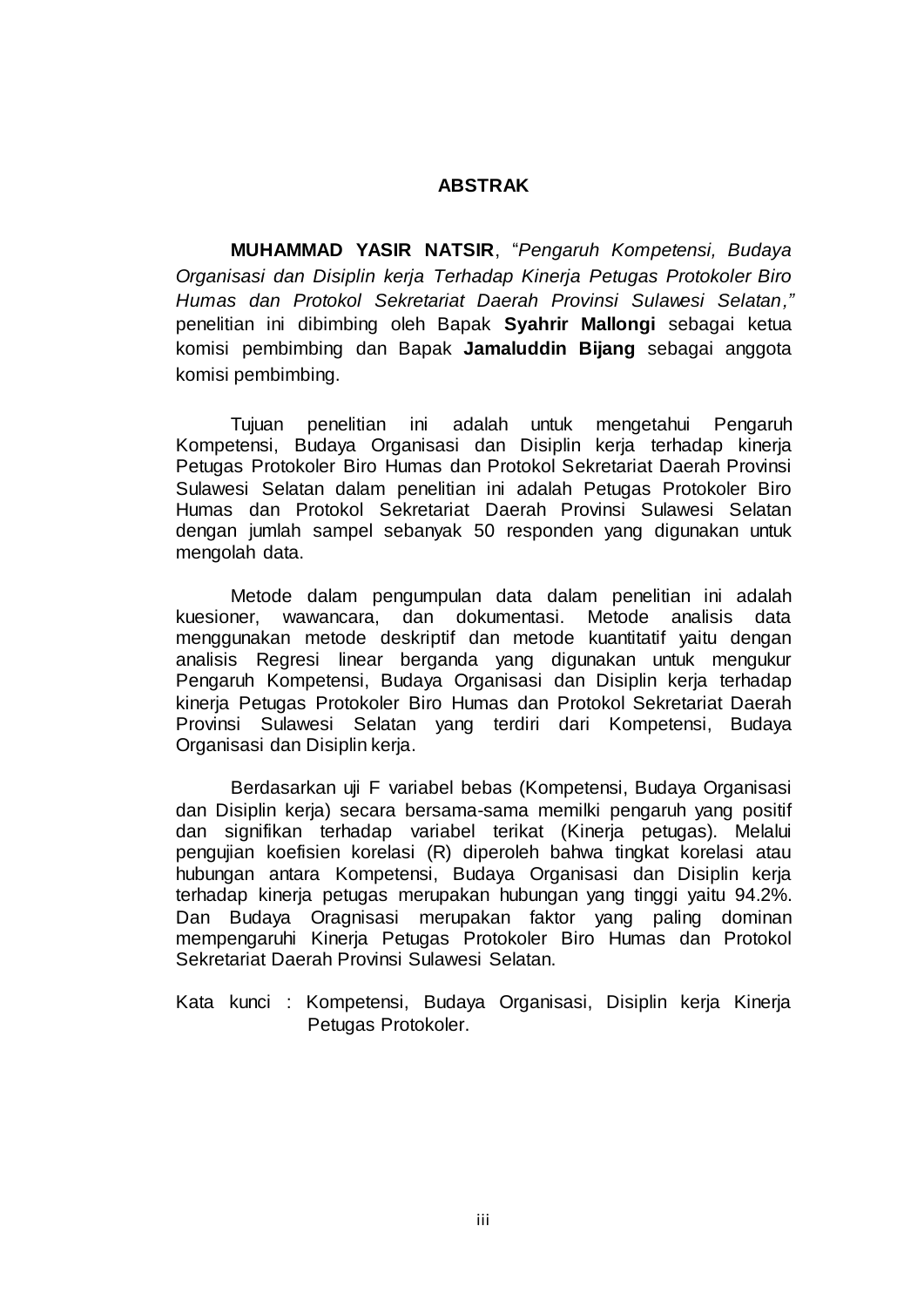# ABSTRAK

**MUHAMMAD YASIR NATSIR**, "*Pengaruh Kompetensi, Budaya Organisasi dan Disiplin kerja Terhadap Kinerja Petugas Protokoler Biro Humas dan Protokol Sekretariat Daerah Provinsi Sulawesi Selatan,"* penelitian ini dibimbing oleh Bapak **Syahrir Mallongi** sebagai ketua komisi pembimbing dan Bapak **Jamaluddin Bijang** sebagai anggota komisi pembimbing.

Tujuan penelitian ini adalah untuk mengetahui Pengaruh Kompetensi, Budaya Organisasi dan Disiplin kerja terhadap kinerja Petugas Protokoler Biro Humas dan Protokol Sekretariat Daerah Provinsi Sulawesi Selatan dalam penelitian ini adalah Petugas Protokoler Biro Humas dan Protokol Sekretariat Daerah Provinsi Sulawesi Selatan dengan jumlah sampel sebanyak 50 responden yang digunakan untuk mengolah data.

Metode dalam pengumpulan data dalam penelitian ini adalah kuesioner, wawancara, dan dokumentasi. Metode analisis data menggunakan metode deskriptif dan metode kuantitatif yaitu dengan analisis Regresi linear berganda yang digunakan untuk mengukur Pengaruh Kompetensi, Budaya Organisasi dan Disiplin kerja terhadap kinerja Petugas Protokoler Biro Humas dan Protokol Sekretariat Daerah Provinsi Sulawesi Selatan yang terdiri dari Kompetensi, Budaya Organisasi dan Disiplin kerja.

Berdasarkan uji F variabel bebas (Kompetensi, Budaya Organisasi dan Disiplin kerja) secara bersama-sama memilki pengaruh yang positif dan signifikan terhadap variabel terikat (Kinerja petugas). Melalui pengujian koefisien korelasi (R) diperoleh bahwa tingkat korelasi atau hubungan antara Kompetensi, Budaya Organisasi dan Disiplin kerja terhadap kinerja petugas merupakan hubungan yang tinggi yaitu 94.2%. Dan Budaya Oragnisasi merupakan faktor yang paling dominan mempengaruhi Kinerja Petugas Protokoler Biro Humas dan Protokol Sekretariat Daerah Provinsi Sulawesi Selatan.

Kata kunci : Kompetensi, Budaya Organisasi, Disiplin kerja Kinerja Petugas Protokoler.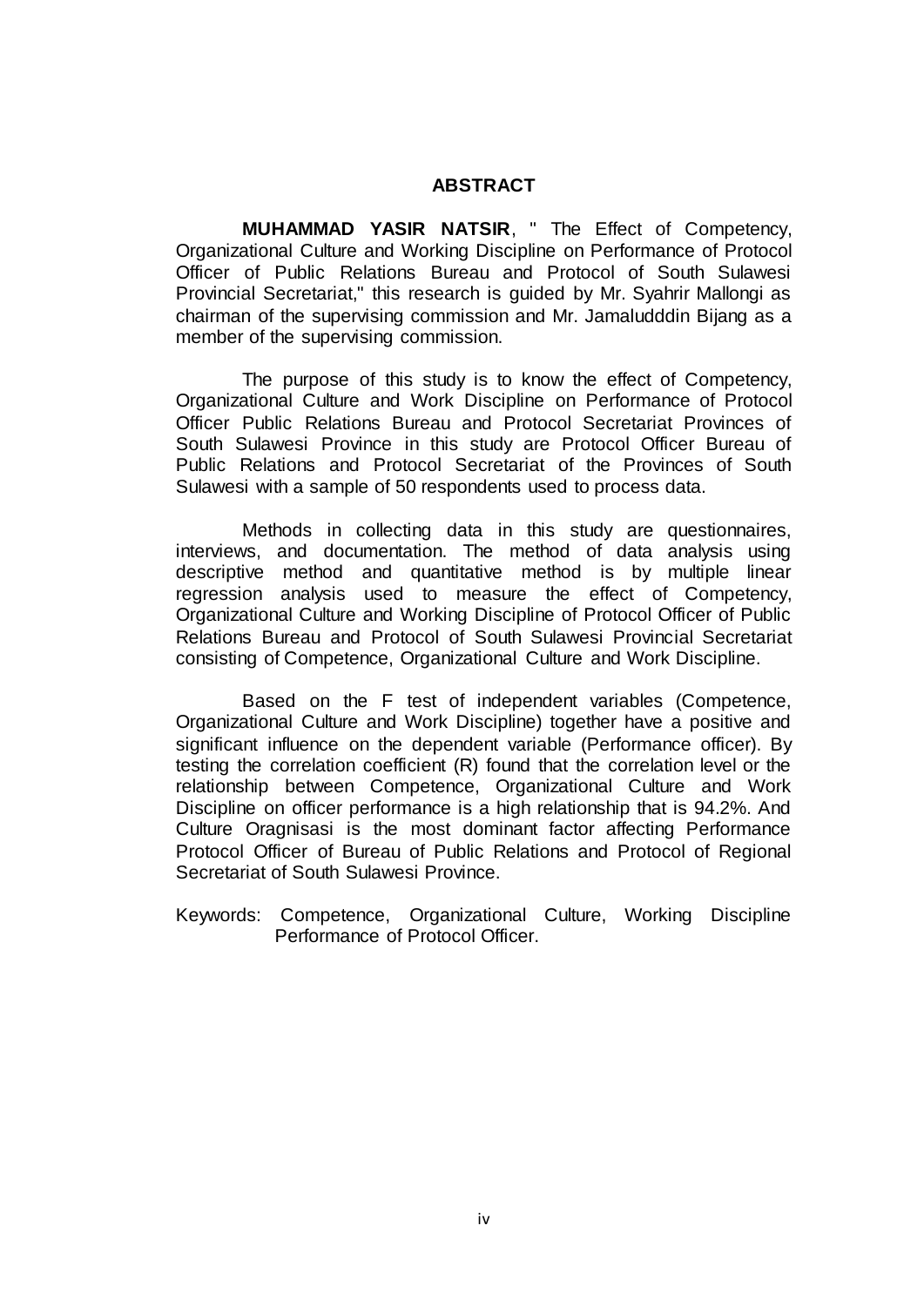## ABSTRACT

**MUHAMMAD YASIR NATSIR**, " The Effect of Competency, Organizational Culture and Working Discipline on Performance of Protocol Officer of Public Relations Bureau and Protocol of South Sulawesi Provincial Secretariat," this research is guided by Mr. Syahrir Mallongi as chairman of the supervising commission and Mr. Jamaludddin Bijang as a member of the supervising commission.

The purpose of this study is to know the effect of Competency, Organizational Culture and Work Discipline on Performance of Protocol Officer Public Relations Bureau and Protocol Secretariat Provinces of South Sulawesi Province in this study are Protocol Officer Bureau of Public Relations and Protocol Secretariat of the Provinces of South Sulawesi with a sample of 50 respondents used to process data.

Methods in collecting data in this study are questionnaires, interviews, and documentation. The method of data analysis using descriptive method and quantitative method is by multiple linear regression analysis used to measure the effect of Competency, Organizational Culture and Working Discipline of Protocol Officer of Public Relations Bureau and Protocol of South Sulawesi Provincial Secretariat consisting of Competence, Organizational Culture and Work Discipline.

Based on the F test of independent variables (Competence, Organizational Culture and Work Discipline) together have a positive and significant influence on the dependent variable (Performance officer). By testing the correlation coefficient (R) found that the correlation level or the relationship between Competence, Organizational Culture and Work Discipline on officer performance is a high relationship that is 94.2%. And Culture Oragnisasi is the most dominant factor affecting Performance Protocol Officer of Bureau of Public Relations and Protocol of Regional Secretariat of South Sulawesi Province.

Keywords: Competence, Organizational Culture, Working Discipline Performance of Protocol Officer.